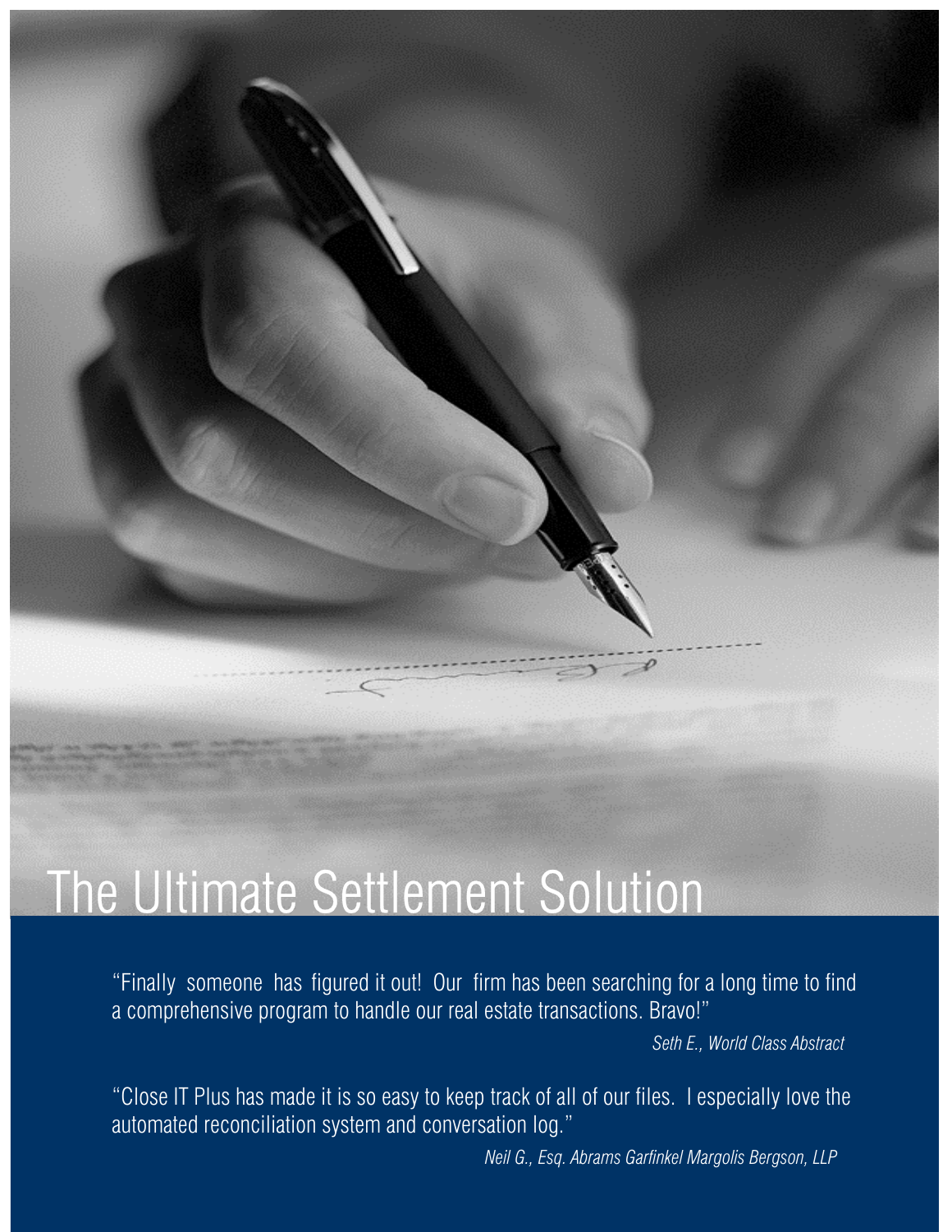# The Ultimate Settlement Solution

"Finally someone has figured it out! Our firm has been searching for a long time to find a comprehensive program to handle our real estate transactions. Bravo!"

*Seth E., World Class Abstract*

"Close IT Plus has made it is so easy to keep track of all of our files. I especially love the automated reconciliation system and conversation log."

*Neil G., Esq. Abrams Garfinkel Margolis Bergson, LLP*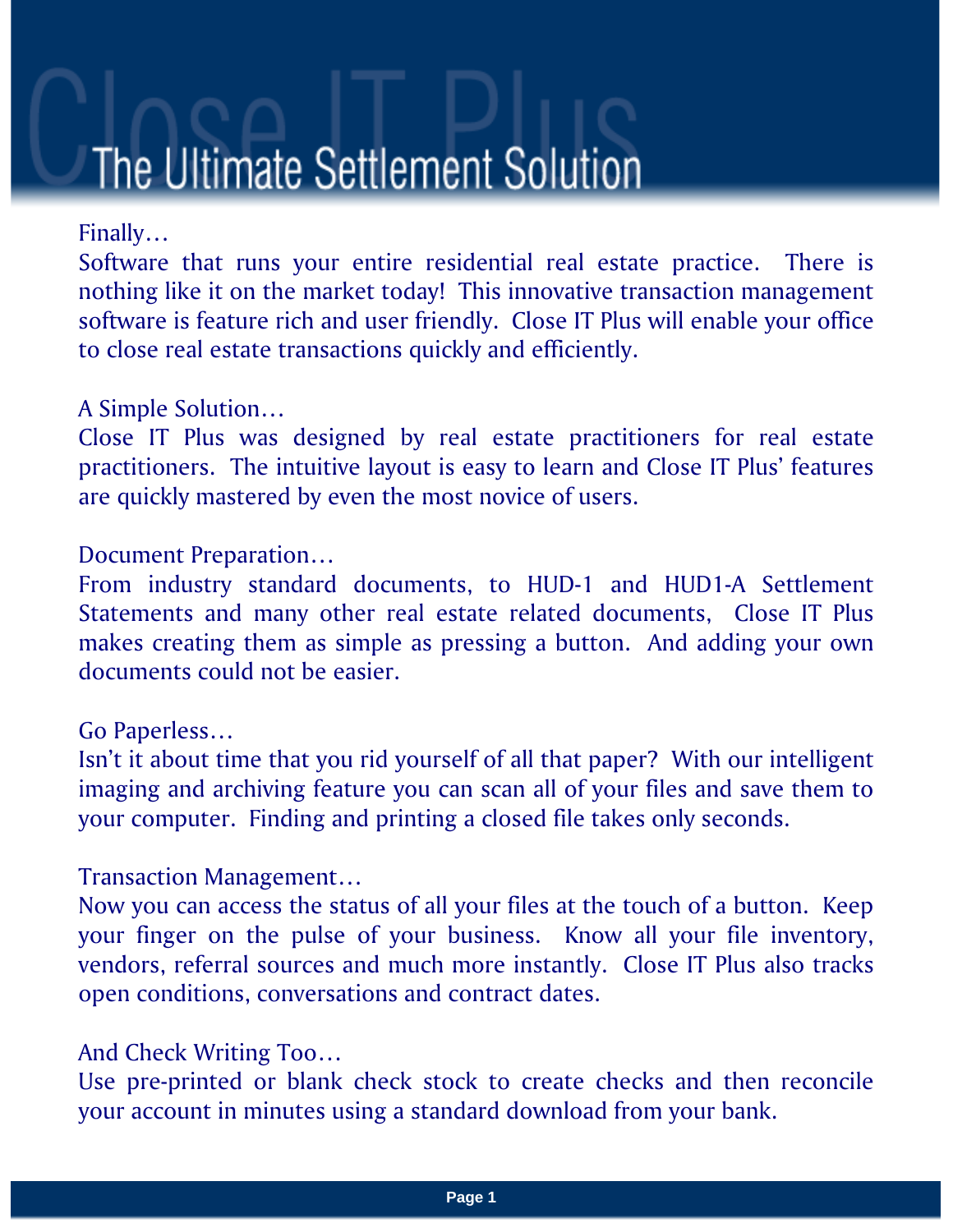# The Ultimate Settlement Solution

Finally…

Software that runs your entire residential real estate practice. There is nothing like it on the market today! This innovative transaction management software is feature rich and user friendly. Close IT Plus will enable your office to close real estate transactions quickly and efficiently.

A Simple Solution…

Close IT Plus was designed by real estate practitioners for real estate practitioners. The intuitive layout is easy to learn and Close IT Plus' features are quickly mastered by even the most novice of users.

Document Preparation…

From industry standard documents, to HUD-1 and HUD1-A Settlement Statements and many other real estate related documents, Close IT Plus makes creating them as simple as pressing a button. And adding your own documents could not be easier.

Go Paperless…

Isn't it about time that you rid yourself of all that paper? With our intelligent imaging and archiving feature you can scan all of your files and save them to your computer. Finding and printing a closed file takes only seconds.

Transaction Management…

Now you can access the status of all your files at the touch of a button. Keep your finger on the pulse of your business. Know all your file inventory, vendors, referral sources and much more instantly. Close IT Plus also tracks open conditions, conversations and contract dates.

And Check Writing Too…

Use pre-printed or blank check stock to create checks and then reconcile your account in minutes using a standard download from your bank.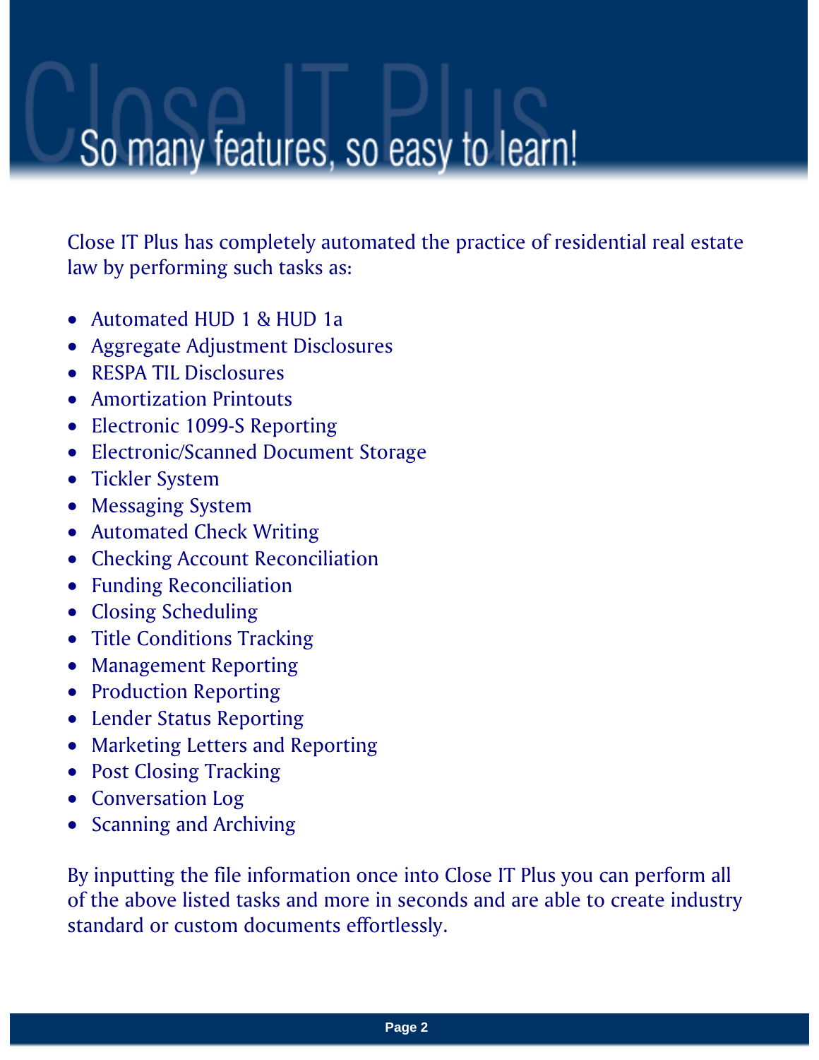# So many features, so easy to learn!

Close IT Plus has completely automated the practice of residential real estate law by performing such tasks as:

- Automated HUD 1 & HUD 1a
- Aggregate Adjustment Disclosures
- RESPA TIL Disclosures
- Amortization Printouts
- Electronic 1099-S Reporting
- Electronic/Scanned Document Storage
- Tickler System
- Messaging System
- Automated Check Writing
- Checking Account Reconciliation
- Funding Reconciliation
- Closing Scheduling
- Title Conditions Tracking
- Management Reporting
- Production Reporting
- Lender Status Reporting
- Marketing Letters and Reporting
- Post Closing Tracking
- Conversation Log
- Scanning and Archiving

By inputting the file information once into Close IT Plus you can perform all of the above listed tasks and more in seconds and are able to create industry standard or custom documents effortlessly.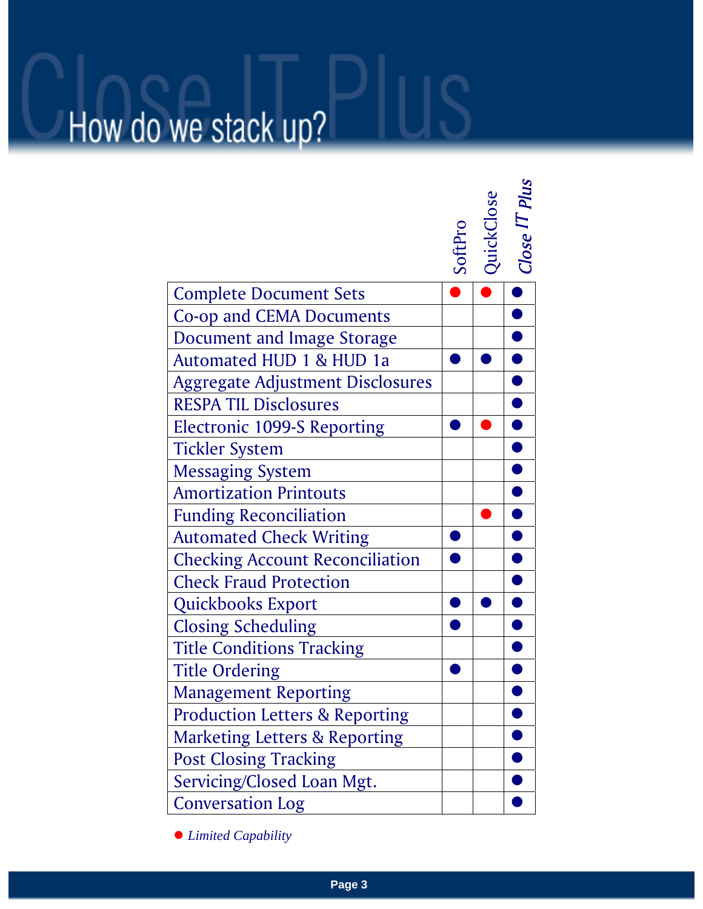# Close IT Plus

## How do we stack up?

| | SoftPro | QuickClose | *Close IT Plus* |
|---|---|---|---|
| Complete Document Sets | ● (red) | ● (red) | ● |
| Co-op and CEMA Documents | | | ● |
| Document and Image Storage | | | ● |
| Automated HUD 1 & HUD 1a | ● | ● | ● |
| Aggregate Adjustment Disclosures | | | ● |
| RESPA TIL Disclosures | | | ● |
| Electronic 1099-S Reporting | ● | ● (red) | ● |
| Tickler System | | | ● |
| Messaging System | | | ● |
| Amortization Printouts | | | ● |
| Funding Reconciliation | | ● (red) | ● |
| Automated Check Writing | ● | | ● |
| Checking Account Reconciliation | ● | | ● |
| Check Fraud Protection | | | ● |
| Quickbooks Export | ● | ● | ● |
| Closing Scheduling | ● | | ● |
| Title Conditions Tracking | | | ● |
| Title Ordering | ● | | ● |
| Management Reporting | | | ● |
| Production Letters & Reporting | | | ● |
| Marketing Letters & Reporting | | | ● |
| Post Closing Tracking | | | ● |
| Servicing/Closed Loan Mgt. | | | ● |
| Conversation Log | | | ● |

● (red) *Limited Capability*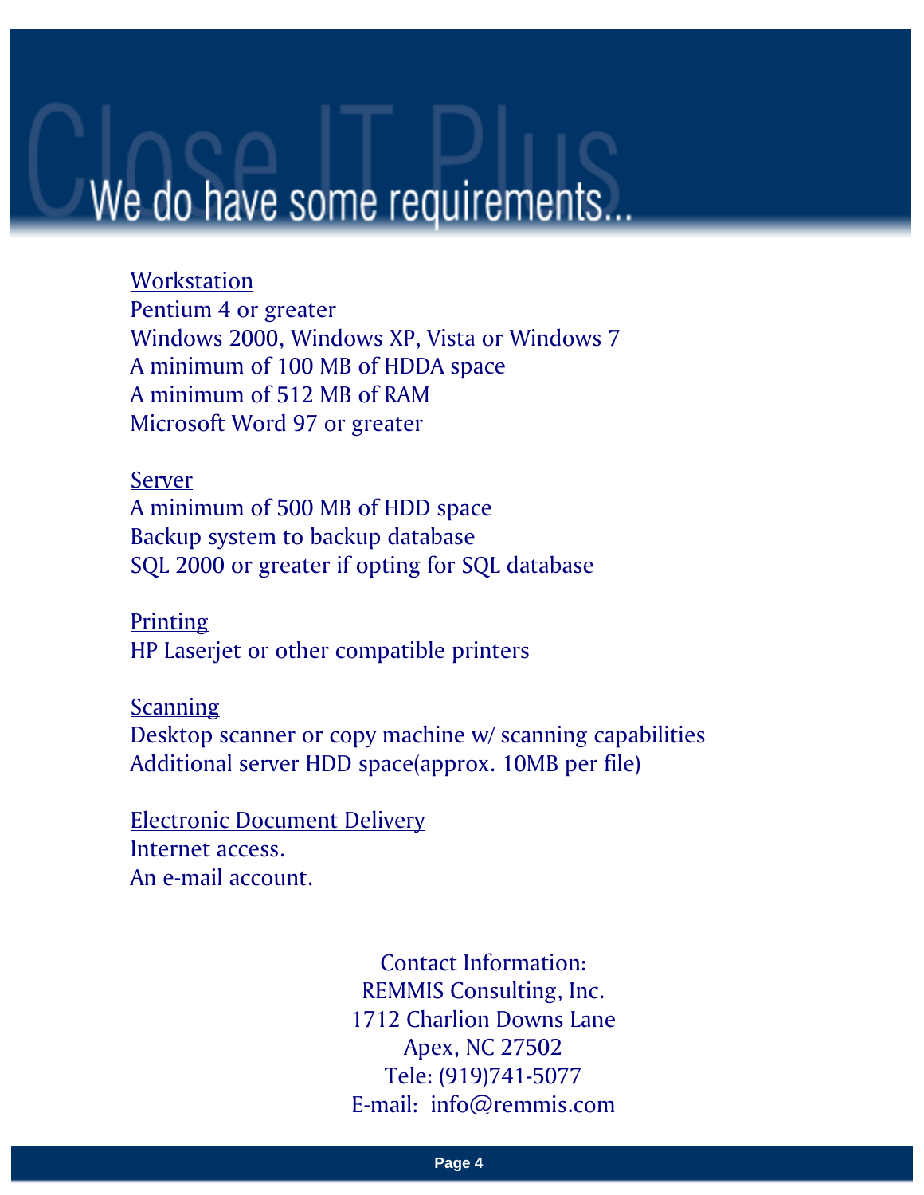# We do have some requirements...

<u>Workstation</u>
Pentium 4 or greater
Windows 2000, Windows XP, Vista or Windows 7
A minimum of 100 MB of HDDA space
A minimum of 512 MB of RAM
Microsoft Word 97 or greater

<u>Server</u>
A minimum of 500 MB of HDD space
Backup system to backup database
SQL 2000 or greater if opting for SQL database

<u>Printing</u>
HP Laserjet or other compatible printers

<u>Scanning</u>
Desktop scanner or copy machine w/ scanning capabilities
Additional server HDD space(approx. 10MB per file)

<u>Electronic Document Delivery</u>
Internet access.
An e-mail account.

Contact Information:
REMMIS Consulting, Inc.
1712 Charlion Downs Lane
Apex, NC 27502
Tele: (919)741-5077
E-mail: info@remmis.com